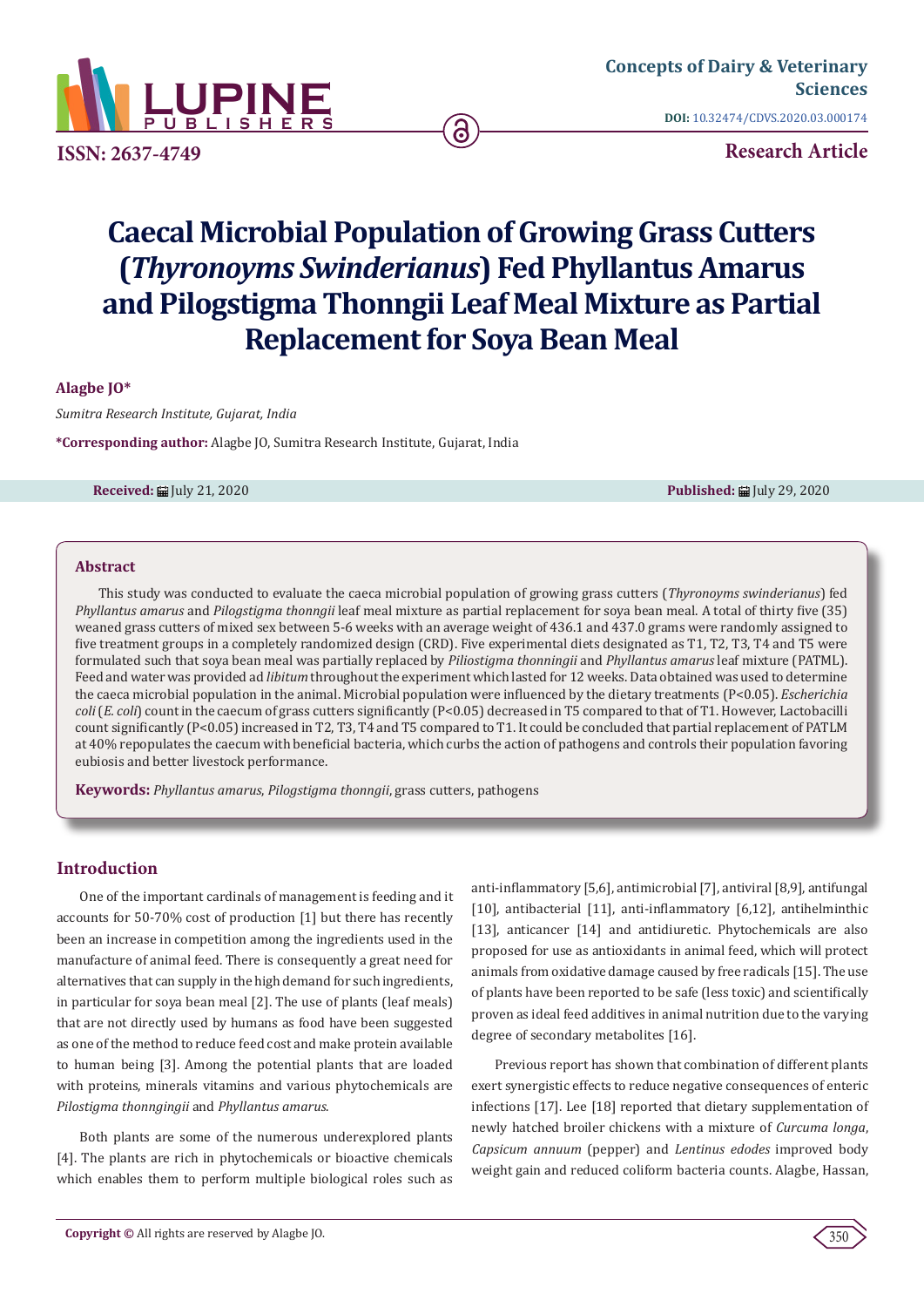Concepts of Dairy & Veterinary Sciences

ISSN: 2637-4749

DOI: 10.32474/CDVS.2020.03.000174

Research Article

# Caecal Microbial Population of Growing Grass Cutters (*Thyronoyms Swinderianus*) Fed Phyllantus Amarus and Pilogstigma Thonngii Leaf Meal Mixture as Partial Replacement for Soya Bean Meal

**Alagbe JO***

*Sumitra Research Institute, Gujarat, India*

***Corresponding author:** Alagbe JO, Sumitra Research Institute, Gujarat, India

**Received:** July 21, 2020 **Published:** July 29, 2020

## Abstract

This study was conducted to evaluate the caeca microbial population of growing grass cutters (*Thyronoyms swinderianus*) fed *Phyllantus amarus* and *Pilogstigma thonngii* leaf meal mixture as partial replacement for soya bean meal. A total of thirty five (35) weaned grass cutters of mixed sex between 5-6 weeks with an average weight of 436.1 and 437.0 grams were randomly assigned to five treatment groups in a completely randomized design (CRD). Five experimental diets designated as T1, T2, T3, T4 and T5 were formulated such that soya bean meal was partially replaced by *Piliostigma thonningii* and *Phyllantus amarus* leaf mixture (PATML). Feed and water was provided ad *libitum* throughout the experiment which lasted for 12 weeks. Data obtained was used to determine the caeca microbial population in the animal. Microbial population were influenced by the dietary treatments (P<0.05). *Escherichia coli* (*E. coli*) count in the caecum of grass cutters significantly (P<0.05) decreased in T5 compared to that of T1. However, Lactobacilli count significantly (P<0.05) increased in T2, T3, T4 and T5 compared to T1. It could be concluded that partial replacement of PATLM at 40% repopulates the caecum with beneficial bacteria, which curbs the action of pathogens and controls their population favoring eubiosis and better livestock performance.

**Keywords:** *Phyllantus amarus*, *Pilogstigma thonngii*, grass cutters, pathogens

## Introduction

One of the important cardinals of management is feeding and it accounts for 50-70% cost of production [1] but there has recently been an increase in competition among the ingredients used in the manufacture of animal feed. There is consequently a great need for alternatives that can supply in the high demand for such ingredients, in particular for soya bean meal [2]. The use of plants (leaf meals) that are not directly used by humans as food have been suggested as one of the method to reduce feed cost and make protein available to human being [3]. Among the potential plants that are loaded with proteins, minerals vitamins and various phytochemicals are *Pilostigma thonngingii* and *Phyllantus amarus.*

Both plants are some of the numerous underexplored plants [4]. The plants are rich in phytochemicals or bioactive chemicals which enables them to perform multiple biological roles such as anti-inflammatory [5,6], antimicrobial [7], antiviral [8,9], antifungal [10], antibacterial [11], anti-inflammatory [6,12], antihelminthic [13], anticancer [14] and antidiuretic. Phytochemicals are also proposed for use as antioxidants in animal feed, which will protect animals from oxidative damage caused by free radicals [15]. The use of plants have been reported to be safe (less toxic) and scientifically proven as ideal feed additives in animal nutrition due to the varying degree of secondary metabolites [16].

Previous report has shown that combination of different plants exert synergistic effects to reduce negative consequences of enteric infections [17]. Lee [18] reported that dietary supplementation of newly hatched broiler chickens with a mixture of *Curcuma longa*, *Capsicum annuum* (pepper) and *Lentinus edodes* improved body weight gain and reduced coliform bacteria counts. Alagbe, Hassan,

**Copyright ©** All rights are reserved by Alagbe JO.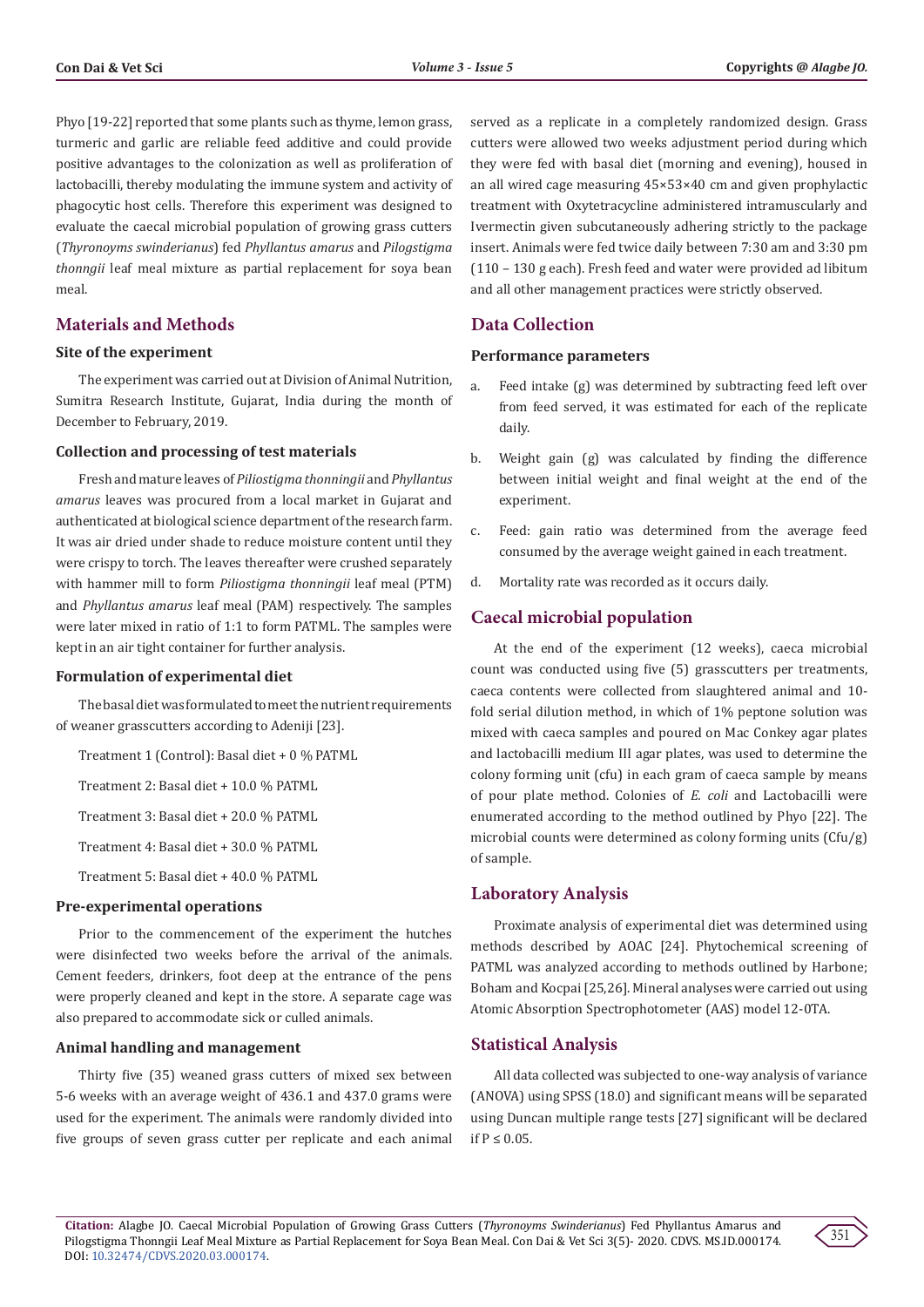Phyo [19-22] reported that some plants such as thyme, lemon grass, turmeric and garlic are reliable feed additive and could provide positive advantages to the colonization as well as proliferation of lactobacilli, thereby modulating the immune system and activity of phagocytic host cells. Therefore this experiment was designed to evaluate the caecal microbial population of growing grass cutters (*Thyronoyms swinderianus*) fed *Phyllantus amarus* and *Pilogstigma thonngii* leaf meal mixture as partial replacement for soya bean meal.

## Materials and Methods

### Site of the experiment

The experiment was carried out at Division of Animal Nutrition, Sumitra Research Institute, Gujarat, India during the month of December to February, 2019.

### Collection and processing of test materials

Fresh and mature leaves of *Piliostigma thonningii* and *Phyllantus amarus* leaves was procured from a local market in Gujarat and authenticated at biological science department of the research farm. It was air dried under shade to reduce moisture content until they were crispy to torch. The leaves thereafter were crushed separately with hammer mill to form *Piliostigma thonningii* leaf meal (PTM) and *Phyllantus amarus* leaf meal (PAM) respectively. The samples were later mixed in ratio of 1:1 to form PATML. The samples were kept in an air tight container for further analysis.

### Formulation of experimental diet

The basal diet was formulated to meet the nutrient requirements of weaner grasscutters according to Adeniji [23].

Treatment 1 (Control): Basal diet + 0 % PATML

Treatment 2: Basal diet + 10.0 % PATML

Treatment 3: Basal diet + 20.0 % PATML

Treatment 4: Basal diet + 30.0 % PATML

Treatment 5: Basal diet + 40.0 % PATML

### Pre-experimental operations

Prior to the commencement of the experiment the hutches were disinfected two weeks before the arrival of the animals. Cement feeders, drinkers, foot deep at the entrance of the pens were properly cleaned and kept in the store. A separate cage was also prepared to accommodate sick or culled animals.

### Animal handling and management

Thirty five (35) weaned grass cutters of mixed sex between 5-6 weeks with an average weight of 436.1 and 437.0 grams were used for the experiment. The animals were randomly divided into five groups of seven grass cutter per replicate and each animal served as a replicate in a completely randomized design. Grass cutters were allowed two weeks adjustment period during which they were fed with basal diet (morning and evening), housed in an all wired cage measuring 45×53×40 cm and given prophylactic treatment with Oxytetracycline administered intramuscularly and Ivermectin given subcutaneously adhering strictly to the package insert. Animals were fed twice daily between 7:30 am and 3:30 pm (110 – 130 g each). Fresh feed and water were provided ad libitum and all other management practices were strictly observed.

## Data Collection

### Performance parameters

a. Feed intake (g) was determined by subtracting feed left over from feed served, it was estimated for each of the replicate daily.

b. Weight gain (g) was calculated by finding the difference between initial weight and final weight at the end of the experiment.

c. Feed: gain ratio was determined from the average feed consumed by the average weight gained in each treatment.

d. Mortality rate was recorded as it occurs daily.

## Caecal microbial population

At the end of the experiment (12 weeks), caeca microbial count was conducted using five (5) grasscutters per treatments, caeca contents were collected from slaughtered animal and 10-fold serial dilution method, in which of 1% peptone solution was mixed with caeca samples and poured on Mac Conkey agar plates and lactobacilli medium III agar plates, was used to determine the colony forming unit (cfu) in each gram of caeca sample by means of pour plate method. Colonies of *E. coli* and Lactobacilli were enumerated according to the method outlined by Phyo [22]. The microbial counts were determined as colony forming units (Cfu/g) of sample.

## Laboratory Analysis

Proximate analysis of experimental diet was determined using methods described by AOAC [24]. Phytochemical screening of PATML was analyzed according to methods outlined by Harbone; Boham and Kocpai [25,26]. Mineral analyses were carried out using Atomic Absorption Spectrophotometer (AAS) model 12-0TA.

## Statistical Analysis

All data collected was subjected to one-way analysis of variance (ANOVA) using SPSS (18.0) and significant means will be separated using Duncan multiple range tests [27] significant will be declared if $P \leq 0.05$.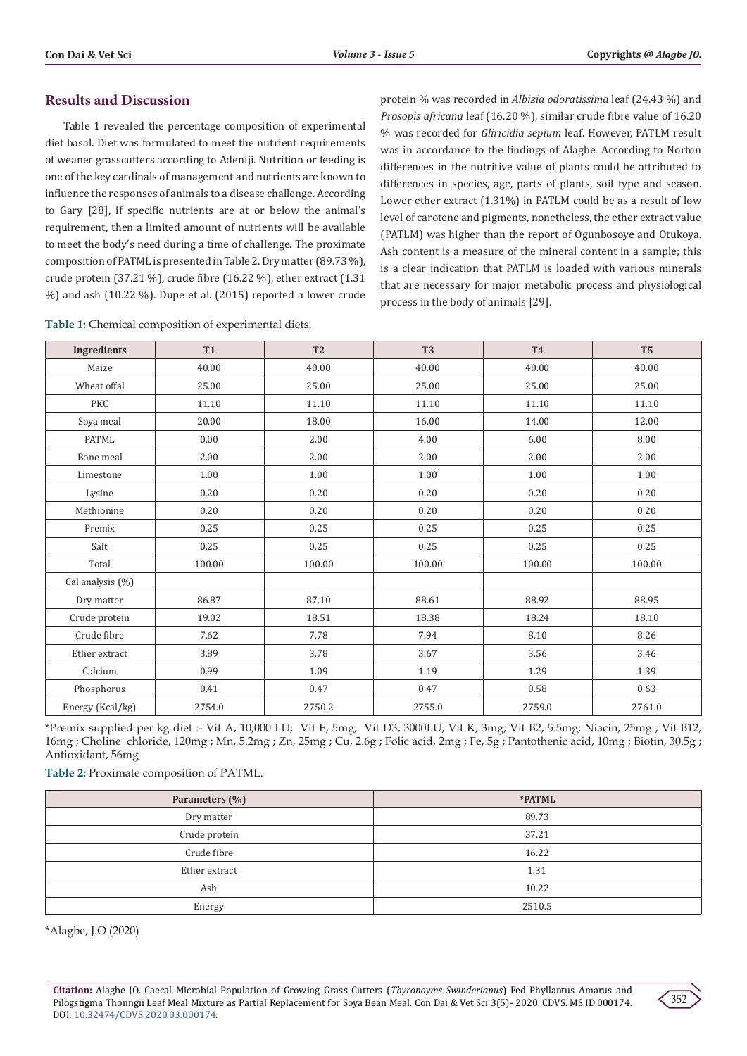## Results and Discussion

Table 1 revealed the percentage composition of experimental diet basal. Diet was formulated to meet the nutrient requirements of weaner grasscutters according to Adeniji. Nutrition or feeding is one of the key cardinals of management and nutrients are known to influence the responses of animals to a disease challenge. According to Gary [28], if specific nutrients are at or below the animal's requirement, then a limited amount of nutrients will be available to meet the body's need during a time of challenge. The proximate composition of PATML is presented in Table 2. Dry matter (89.73 %), crude protein (37.21 %), crude fibre (16.22 %), ether extract (1.31 %) and ash (10.22 %). Dupe et al. (2015) reported a lower crude protein % was recorded in *Albizia odoratissima* leaf (24.43 %) and *Prosopis africana* leaf (16.20 %), similar crude fibre value of 16.20 % was recorded for *Gliricidia sepium* leaf. However, PATLM result was in accordance to the findings of Alagbe. According to Norton differences in the nutritive value of plants could be attributed to differences in species, age, parts of plants, soil type and season. Lower ether extract (1.31%) in PATLM could be as a result of low level of carotene and pigments, nonetheless, the ether extract value (PATLM) was higher than the report of Ogunbosoye and Otukoya. Ash content is a measure of the mineral content in a sample; this is a clear indication that PATLM is loaded with various minerals that are necessary for major metabolic process and physiological process in the body of animals [29].

**Table 1:** Chemical composition of experimental diets.

| Ingredients | T1 | T2 | T3 | T4 | T5 |
|---|---|---|---|---|---|
| Maize | 40.00 | 40.00 | 40.00 | 40.00 | 40.00 |
| Wheat offal | 25.00 | 25.00 | 25.00 | 25.00 | 25.00 |
| PKC | 11.10 | 11.10 | 11.10 | 11.10 | 11.10 |
| Soya meal | 20.00 | 18.00 | 16.00 | 14.00 | 12.00 |
| PATML | 0.00 | 2.00 | 4.00 | 6.00 | 8.00 |
| Bone meal | 2.00 | 2.00 | 2.00 | 2.00 | 2.00 |
| Limestone | 1.00 | 1.00 | 1.00 | 1.00 | 1.00 |
| Lysine | 0.20 | 0.20 | 0.20 | 0.20 | 0.20 |
| Methionine | 0.20 | 0.20 | 0.20 | 0.20 | 0.20 |
| Premix | 0.25 | 0.25 | 0.25 | 0.25 | 0.25 |
| Salt | 0.25 | 0.25 | 0.25 | 0.25 | 0.25 |
| Total | 100.00 | 100.00 | 100.00 | 100.00 | 100.00 |
| Cal analysis (%) | | | | | |
| Dry matter | 86.87 | 87.10 | 88.61 | 88.92 | 88.95 |
| Crude protein | 19.02 | 18.51 | 18.38 | 18.24 | 18.10 |
| Crude fibre | 7.62 | 7.78 | 7.94 | 8.10 | 8.26 |
| Ether extract | 3.89 | 3.78 | 3.67 | 3.56 | 3.46 |
| Calcium | 0.99 | 1.09 | 1.19 | 1.29 | 1.39 |
| Phosphorus | 0.41 | 0.47 | 0.47 | 0.58 | 0.63 |
| Energy (Kcal/kg) | 2754.0 | 2750.2 | 2755.0 | 2759.0 | 2761.0 |

*Premix supplied per kg diet :- Vit A, 10,000 I.U; Vit E, 5mg; Vit D3, 3000I.U, Vit K, 3mg; Vit B2, 5.5mg; Niacin, 25mg ; Vit B12, 16mg ; Choline chloride, 120mg ; Mn, 5.2mg ; Zn, 25mg ; Cu, 2.6g ; Folic acid, 2mg ; Fe, 5g ; Pantothenic acid, 10mg ; Biotin, 30.5g ; Antioxidant, 56mg

**Table 2:** Proximate composition of PATML.

| Parameters (%) | *PATML |
|---|---|
| Dry matter | 89.73 |
| Crude protein | 37.21 |
| Crude fibre | 16.22 |
| Ether extract | 1.31 |
| Ash | 10.22 |
| Energy | 2510.5 |

*Alagbe, J.O (2020)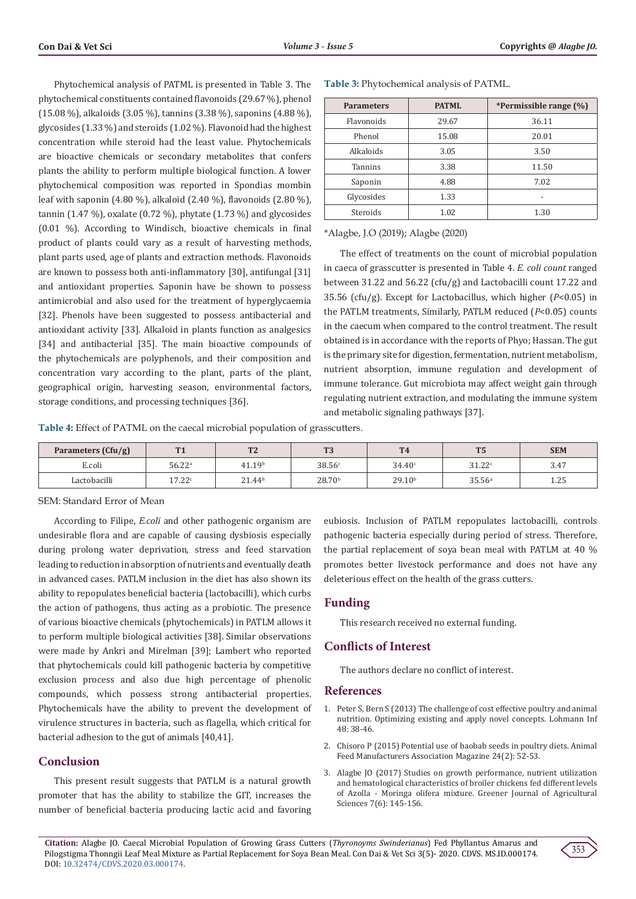Phytochemical analysis of PATML is presented in Table 3. The phytochemical constituents contained flavonoids (29.67 %), phenol (15.08 %), alkaloids (3.05 %), tannins (3.38 %), saponins (4.88 %), glycosides (1.33 %) and steroids (1.02 %). Flavonoid had the highest concentration while steroid had the least value. Phytochemicals are bioactive chemicals or secondary metabolites that confers plants the ability to perform multiple biological function. A lower phytochemical composition was reported in Spondias mombin leaf with saponin (4.80 %), alkaloid (2.40 %), flavonoids (2.80 %), tannin (1.47 %), oxalate (0.72 %), phytate (1.73 %) and glycosides (0.01 %). According to Windisch, bioactive chemicals in final product of plants could vary as a result of harvesting methods, plant parts used, age of plants and extraction methods. Flavonoids are known to possess both anti-inflammatory [30], antifungal [31] and antioxidant properties. Saponin have be shown to possess antimicrobial and also used for the treatment of hyperglycaemia [32]. Phenols have been suggested to possess antibacterial and antioxidant activity [33]. Alkaloid in plants function as analgesics [34] and antibacterial [35]. The main bioactive compounds of the phytochemicals are polyphenols, and their composition and concentration vary according to the plant, parts of the plant, geographical origin, harvesting season, environmental factors, storage conditions, and processing techniques [36].

**Table 3:** Phytochemical analysis of PATML.

| Parameters | PATML | *Permissible range (%) |
|---|---|---|
| Flavonoids | 29.67 | 36.11 |
| Phenol | 15.08 | 20.01 |
| Alkaloids | 3.05 | 3.50 |
| Tannins | 3.38 | 11.50 |
| Saponin | 4.88 | 7.02 |
| Glycosides | 1.33 | - |
| Steroids | 1.02 | 1.30 |

*Alagbe, J.O (2019); Alagbe (2020)

The effect of treatments on the count of microbial population in caeca of grasscutter is presented in Table 4. *E. coli count* ranged between 31.22 and 56.22 (cfu/g) and Lactobacilli count 17.22 and 35.56 (cfu/g). Except for Lactobacillus, which higher ($P$<0.05) in the PATLM treatments, Similarly, PATLM reduced ($P$<0.05) counts in the caecum when compared to the control treatment. The result obtained is in accordance with the reports of Phyo; Hassan. The gut is the primary site for digestion, fermentation, nutrient metabolism, nutrient absorption, immune regulation and development of immune tolerance. Gut microbiota may affect weight gain through regulating nutrient extraction, and modulating the immune system and metabolic signaling pathways [37].

**Table 4:** Effect of PATML on the caecal microbial population of grasscutters.

| Parameters (Cfu/g) | T1 | T2 | T3 | T4 | T5 | SEM |
|---|---|---|---|---|---|---|
| E.coli | 56.22[a] | 41.19[b] | 38.56[c] | 34.40[c] | 31.22[c] | 3.47 |
| Lactobacilli | 17.22[c] | 21.44[b] | 28.70[b] | 29.10[b] | 35.56[a] | 1.25 |

SEM: Standard Error of Mean

According to Filipe, *E.coli* and other pathogenic organism are undesirable flora and are capable of causing dysbiosis especially during prolong water deprivation, stress and feed starvation leading to reduction in absorption of nutrients and eventually death in advanced cases. PATLM inclusion in the diet has also shown its ability to repopulates beneficial bacteria (lactobacilli), which curbs the action of pathogens, thus acting as a probiotic. The presence of various bioactive chemicals (phytochemicals) in PATLM allows it to perform multiple biological activities [38]. Similar observations were made by Ankri and Mirelman [39]; Lambert who reported that phytochemicals could kill pathogenic bacteria by competitive exclusion process and also due high percentage of phenolic compounds, which possess strong antibacterial properties. Phytochemicals have the ability to prevent the development of virulence structures in bacteria, such as flagella, which critical for bacterial adhesion to the gut of animals [40,41].

## Conclusion

This present result suggests that PATLM is a natural growth promoter that has the ability to stabilize the GIT, increases the number of beneficial bacteria producing lactic acid and favoring eubiosis. Inclusion of PATLM repopulates lactobacilli, controls pathogenic bacteria especially during period of stress. Therefore, the partial replacement of soya bean meal with PATLM at 40 % promotes better livestock performance and does not have any deleterious effect on the health of the grass cutters.

## Funding

This research received no external funding.

## Conflicts of Interest

The authors declare no conflict of interest.

## References

1. Peter S, Bern S (2013) The challenge of cost effective poultry and animal nutrition. Optimizing existing and apply novel concepts. Lohmann Inf 48: 38-46.
2. Chisoro P (2015) Potential use of baobab seeds in poultry diets. Animal Feed Manufacturers Association Magazine 24(2): 52-53.
3. Alagbe JO (2017) Studies on growth performance, nutrient utilization and hematological characteristics of broiler chickens fed different levels of Azolla - Moringa olifera mixture. Greener Journal of Agricultural Sciences 7(6): 145-156.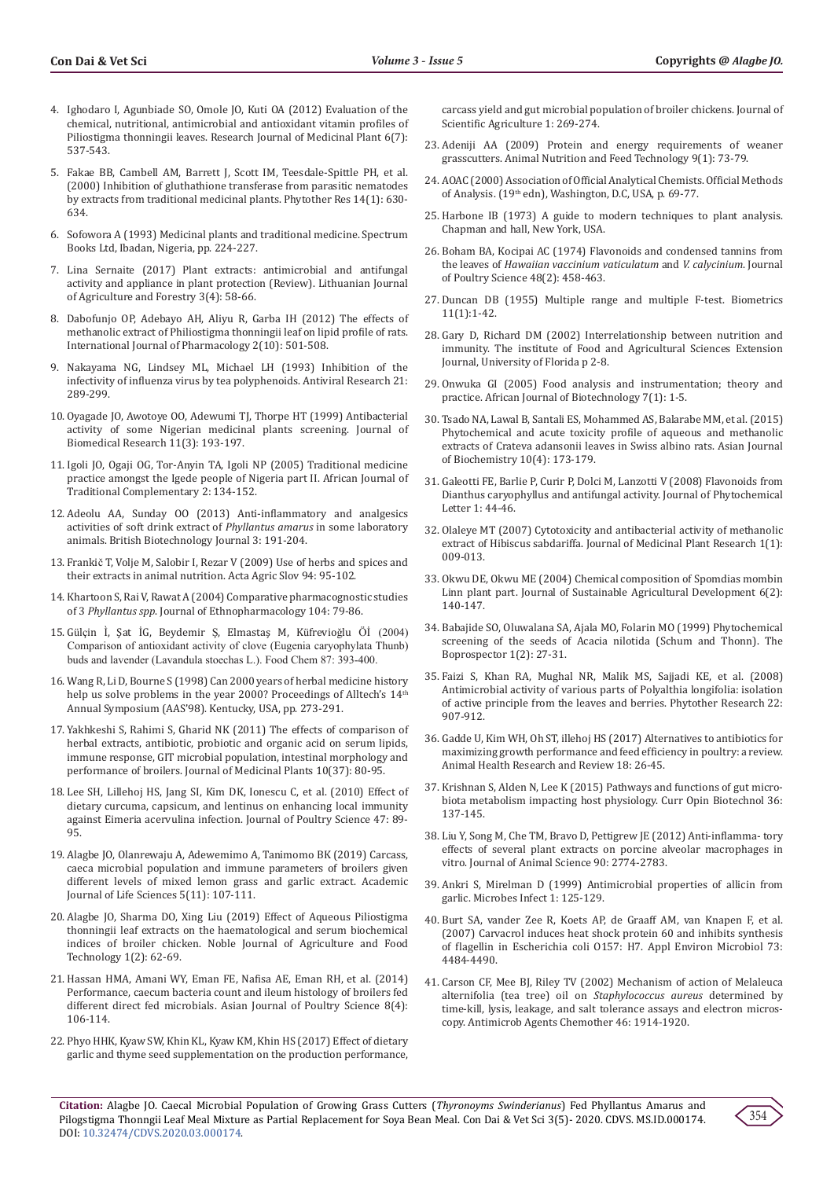4. Ighodaro I, Agunbiade SO, Omole JO, Kuti OA (2012) Evaluation of the chemical, nutritional, antimicrobial and antioxidant vitamin profiles of Piliostigma thonningii leaves. Research Journal of Medicinal Plant 6(7): 537-543.

5. Fakae BB, Cambell AM, Barrett J, Scott IM, Teesdale-Spittle PH, et al. (2000) Inhibition of gluthathione transferase from parasitic nematodes by extracts from traditional medicinal plants. Phytother Res 14(1): 630-634.

6. Sofowora A (1993) Medicinal plants and traditional medicine. Spectrum Books Ltd, Ibadan, Nigeria, pp. 224-227.

7. Lina Sernaite (2017) Plant extracts: antimicrobial and antifungal activity and appliance in plant protection (Review). Lithuanian Journal of Agriculture and Forestry 3(4): 58-66.

8. Dabofunjo OP, Adebayo AH, Aliyu R, Garba IH (2012) The effects of methanolic extract of Philiostigma thonningii leaf on lipid profile of rats. International Journal of Pharmacology 2(10): 501-508.

9. Nakayama NG, Lindsey ML, Michael LH (1993) Inhibition of the infectivity of influenza virus by tea polyphenoids. Antiviral Research 21: 289-299.

10. Oyagade JO, Awotoye OO, Adewumi TJ, Thorpe HT (1999) Antibacterial activity of some Nigerian medicinal plants screening. Journal of Biomedical Research 11(3): 193-197.

11. Igoli JO, Ogaji OG, Tor-Anyin TA, Igoli NP (2005) Traditional medicine practice amongst the Igede people of Nigeria part II. African Journal of Traditional Complementary 2: 134-152.

12. Adeolu AA, Sunday OO (2013) Anti-inflammatory and analgesics activities of soft drink extract of *Phyllantus amarus* in some laboratory animals. British Biotechnology Journal 3: 191-204.

13. Frankič T, Volje M, Salobir I, Rezar V (2009) Use of herbs and spices and their extracts in animal nutrition. Acta Agric Slov 94: 95-102.

14. Khartoon S, Rai V, Rawat A (2004) Comparative pharmacognostic studies of 3 *Phyllantus spp*. Journal of Ethnopharmacology 104: 79-86.

15. Gülçin İ, Şat İG, Beydemir Ş, Elmastaş M, Küfrevioğlu Öİ (2004) Comparison of antioxidant activity of clove (Eugenia caryophylata Thunb) buds and lavender (Lavandula stoechas L.). Food Chem 87: 393-400.

16. Wang R, Li D, Bourne S (1998) Can 2000 years of herbal medicine history help us solve problems in the year 2000? Proceedings of Alltech's 14th Annual Symposium (AAS'98). Kentucky, USA, pp. 273-291.

17. Yakhkeshi S, Rahimi S, Gharid NK (2011) The effects of comparison of herbal extracts, antibiotic, probiotic and organic acid on serum lipids, immune response, GIT microbial population, intestinal morphology and performance of broilers. Journal of Medicinal Plants 10(37): 80-95.

18. Lee SH, Lillehoj HS, Jang SI, Kim DK, Ionescu C, et al. (2010) Effect of dietary curcuma, capsicum, and lentinus on enhancing local immunity against Eimeria acervulina infection. Journal of Poultry Science 47: 89-95.

19. Alagbe JO, Olanrewaju A, Adewemimo A, Tanimomo BK (2019) Carcass, caeca microbial population and immune parameters of broilers given different levels of mixed lemon grass and garlic extract. Academic Journal of Life Sciences 5(11): 107-111.

20. Alagbe JO, Sharma DO, Xing Liu (2019) Effect of Aqueous Piliostigma thonningii leaf extracts on the haematological and serum biochemical indices of broiler chicken. Noble Journal of Agriculture and Food Technology 1(2): 62-69.

21. Hassan HMA, Amani WY, Eman FE, Nafisa AE, Eman RH, et al. (2014) Performance, caecum bacteria count and ileum histology of broilers fed different direct fed microbials. Asian Journal of Poultry Science 8(4): 106-114.

22. Phyo HHK, Kyaw SW, Khin KL, Kyaw KM, Khin HS (2017) Effect of dietary garlic and thyme seed supplementation on the production performance, carcass yield and gut microbial population of broiler chickens. Journal of Scientific Agriculture 1: 269-274.

23. Adeniji AA (2009) Protein and energy requirements of weaner grasscutters. Animal Nutrition and Feed Technology 9(1): 73-79.

24. AOAC (2000) Association of Official Analytical Chemists. Official Methods of Analysis. (19th edn), Washington, D.C, USA, p. 69-77.

25. Harbone IB (1973) A guide to modern techniques to plant analysis. Chapman and hall, New York, USA.

26. Boham BA, Kocipai AC (1974) Flavonoids and condensed tannins from the leaves of *Hawaiian vaccinium vaticulatum* and *V. calycinium*. Journal of Poultry Science 48(2): 458-463.

27. Duncan DB (1955) Multiple range and multiple F-test. Biometrics 11(1):1-42.

28. Gary D, Richard DM (2002) Interrelationship between nutrition and immunity. The institute of Food and Agricultural Sciences Extension Journal, University of Florida p 2-8.

29. Onwuka GI (2005) Food analysis and instrumentation; theory and practice. African Journal of Biotechnology 7(1): 1-5.

30. Tsado NA, Lawal B, Santali ES, Mohammed AS, Balarabe MM, et al. (2015) Phytochemical and acute toxicity profile of aqueous and methanolic extracts of Crateva adansonii leaves in Swiss albino rats. Asian Journal of Biochemistry 10(4): 173-179.

31. Galeotti FE, Barlie P, Curir P, Dolci M, Lanzotti V (2008) Flavonoids from Dianthus caryophyllus and antifungal activity. Journal of Phytochemical Letter 1: 44-46.

32. Olaleye MT (2007) Cytotoxicity and antibacterial activity of methanolic extract of Hibiscus sabdariffa. Journal of Medicinal Plant Research 1(1): 009-013.

33. Okwu DE, Okwu ME (2004) Chemical composition of Spomdias mombin Linn plant part. Journal of Sustainable Agricultural Development 6(2): 140-147.

34. Babajide SO, Oluwalana SA, Ajala MO, Folarin MO (1999) Phytochemical screening of the seeds of Acacia nilotida (Schum and Thonn). The Boprospector 1(2): 27-31.

35. Faizi S, Khan RA, Mughal NR, Malik MS, Sajjadi KE, et al. (2008) Antimicrobial activity of various parts of Polyalthia longifolia: isolation of active principle from the leaves and berries. Phytother Research 22: 907-912.

36. Gadde U, Kim WH, Oh ST, illehoj HS (2017) Alternatives to antibiotics for maximizing growth performance and feed efficiency in poultry: a review. Animal Health Research and Review 18: 26-45.

37. Krishnan S, Alden N, Lee K (2015) Pathways and functions of gut microbiota metabolism impacting host physiology. Curr Opin Biotechnol 36: 137-145.

38. Liu Y, Song M, Che TM, Bravo D, Pettigrew JE (2012) Anti-inflamma- tory effects of several plant extracts on porcine alveolar macrophages in vitro. Journal of Animal Science 90: 2774-2783.

39. Ankri S, Mirelman D (1999) Antimicrobial properties of allicin from garlic. Microbes Infect 1: 125-129.

40. Burt SA, vander Zee R, Koets AP, de Graaff AM, van Knapen F, et al. (2007) Carvacrol induces heat shock protein 60 and inhibits synthesis of flagellin in Escherichia coli O157: H7. Appl Environ Microbiol 73: 4484-4490.

41. Carson CF, Mee BJ, Riley TV (2002) Mechanism of action of Melaleuca alternifolia (tea tree) oil on *Staphylococcus aureus* determined by time-kill, lysis, leakage, and salt tolerance assays and electron microscopy. Antimicrob Agents Chemother 46: 1914-1920.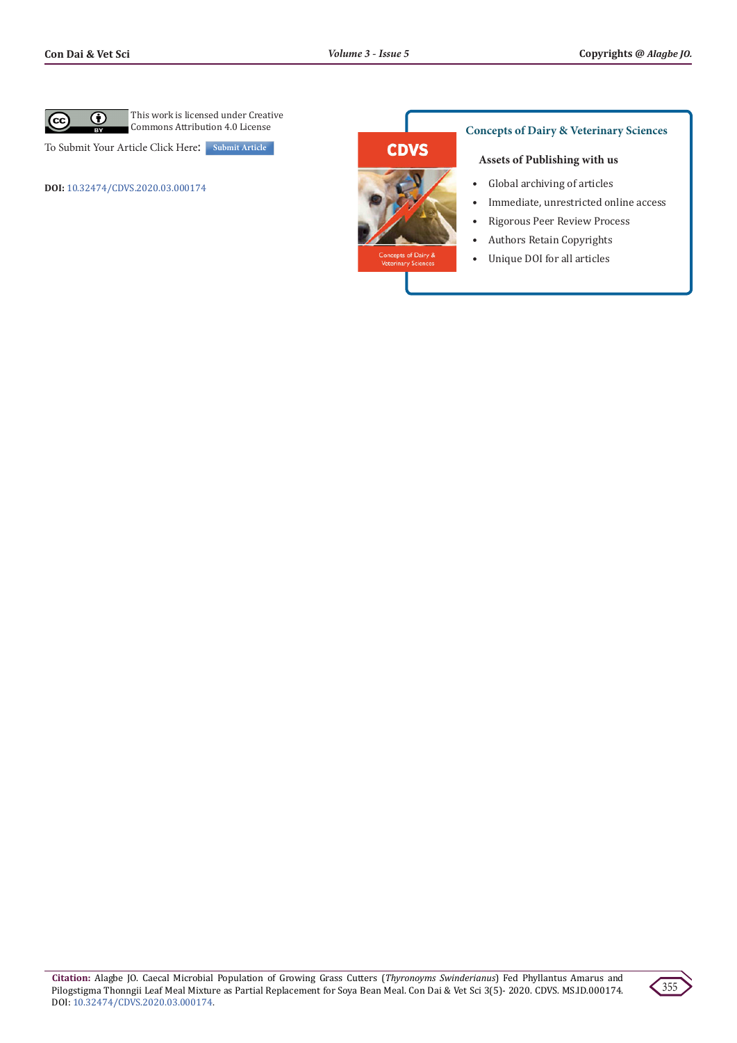This work is licensed under Creative Commons Attribution 4.0 License

To Submit Your Article Click Here: Submit Article

**DOI:** 10.32474/CDVS.2020.03.000174

CDVS

Concepts of Dairy & Veterinary Sciences

**Concepts of Dairy & Veterinary Sciences**

**Assets of Publishing with us**

- Global archiving of articles
- Immediate, unrestricted online access
- Rigorous Peer Review Process
- Authors Retain Copyrights
- Unique DOI for all articles

**Citation:** Alagbe JO. Caecal Microbial Population of Growing Grass Cutters (*Thyronoyms Swinderianus*) Fed Phyllantus Amarus and Pilogstigma Thonngii Leaf Meal Mixture as Partial Replacement for Soya Bean Meal. Con Dai & Vet Sci 3(5)- 2020. CDVS. MS.ID.000174. DOI: 10.32474/CDVS.2020.03.000174.